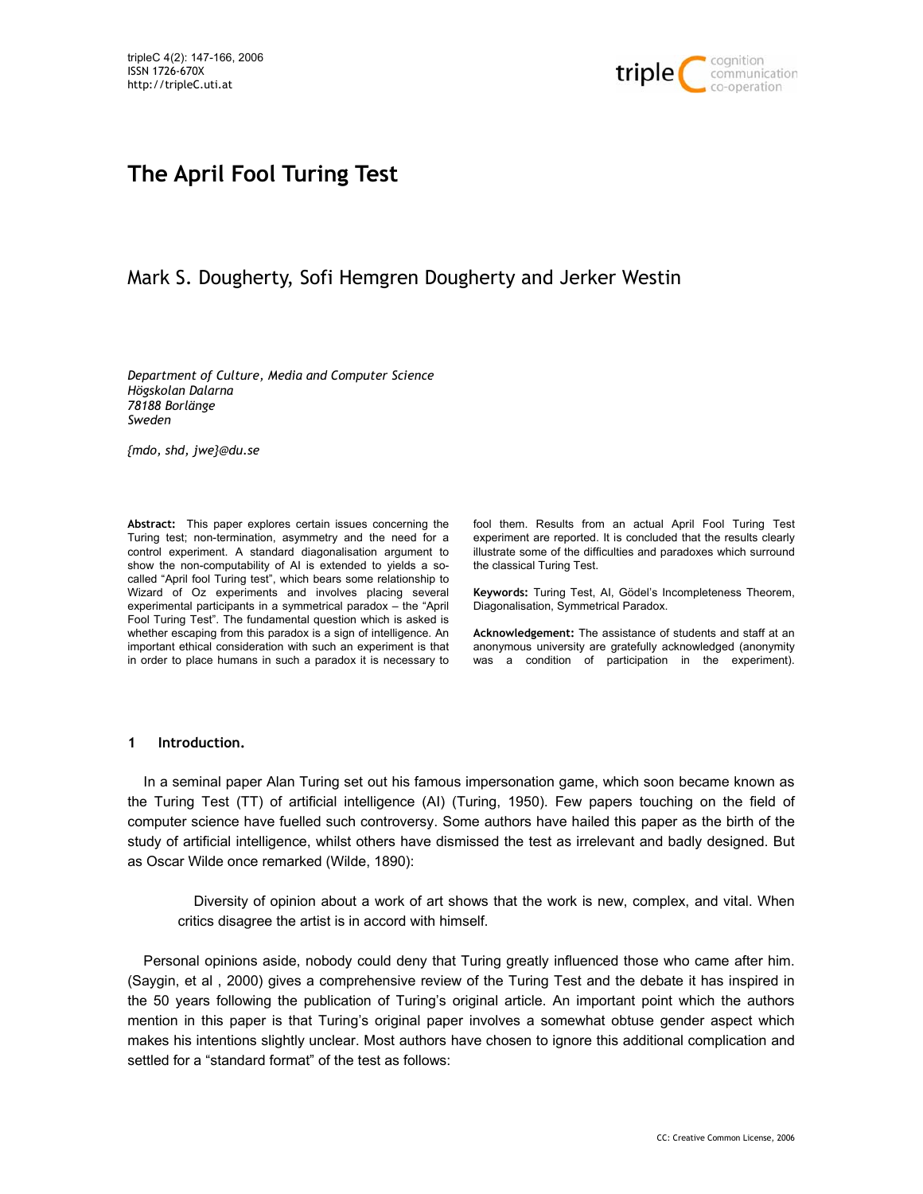# The April Fool Turing Test

## Mark S. Dougherty, Sofi Hemgren Dougherty and Jerker Westin

*Department of Culture, Media and Computer Science*
*Högskolan Dalarna*
*78188 Borlänge*
*Sweden*

*{mdo, shd, jwe}@du.se*

**Abstract:** This paper explores certain issues concerning the Turing test; non-termination, asymmetry and the need for a control experiment. A standard diagonalisation argument to show the non-computability of AI is extended to yields a so-called "April fool Turing test", which bears some relationship to Wizard of Oz experiments and involves placing several experimental participants in a symmetrical paradox – the "April Fool Turing Test". The fundamental question which is asked is whether escaping from this paradox is a sign of intelligence. An important ethical consideration with such an experiment is that in order to place humans in such a paradox it is necessary to fool them. Results from an actual April Fool Turing Test experiment are reported. It is concluded that the results clearly illustrate some of the difficulties and paradoxes which surround the classical Turing Test.

**Keywords:** Turing Test, AI, Gödel's Incompleteness Theorem, Diagonalisation, Symmetrical Paradox.

**Acknowledgement:** The assistance of students and staff at an anonymous university are gratefully acknowledged (anonymity was a condition of participation in the experiment).

### 1 Introduction.

In a seminal paper Alan Turing set out his famous impersonation game, which soon became known as the Turing Test (TT) of artificial intelligence (AI) (Turing, 1950). Few papers touching on the field of computer science have fuelled such controversy. Some authors have hailed this paper as the birth of the study of artificial intelligence, whilst others have dismissed the test as irrelevant and badly designed. But as Oscar Wilde once remarked (Wilde, 1890):

> Diversity of opinion about a work of art shows that the work is new, complex, and vital. When critics disagree the artist is in accord with himself.

Personal opinions aside, nobody could deny that Turing greatly influenced those who came after him. (Saygin, et al , 2000) gives a comprehensive review of the Turing Test and the debate it has inspired in the 50 years following the publication of Turing's original article. An important point which the authors mention in this paper is that Turing's original paper involves a somewhat obtuse gender aspect which makes his intentions slightly unclear. Most authors have chosen to ignore this additional complication and settled for a "standard format" of the test as follows: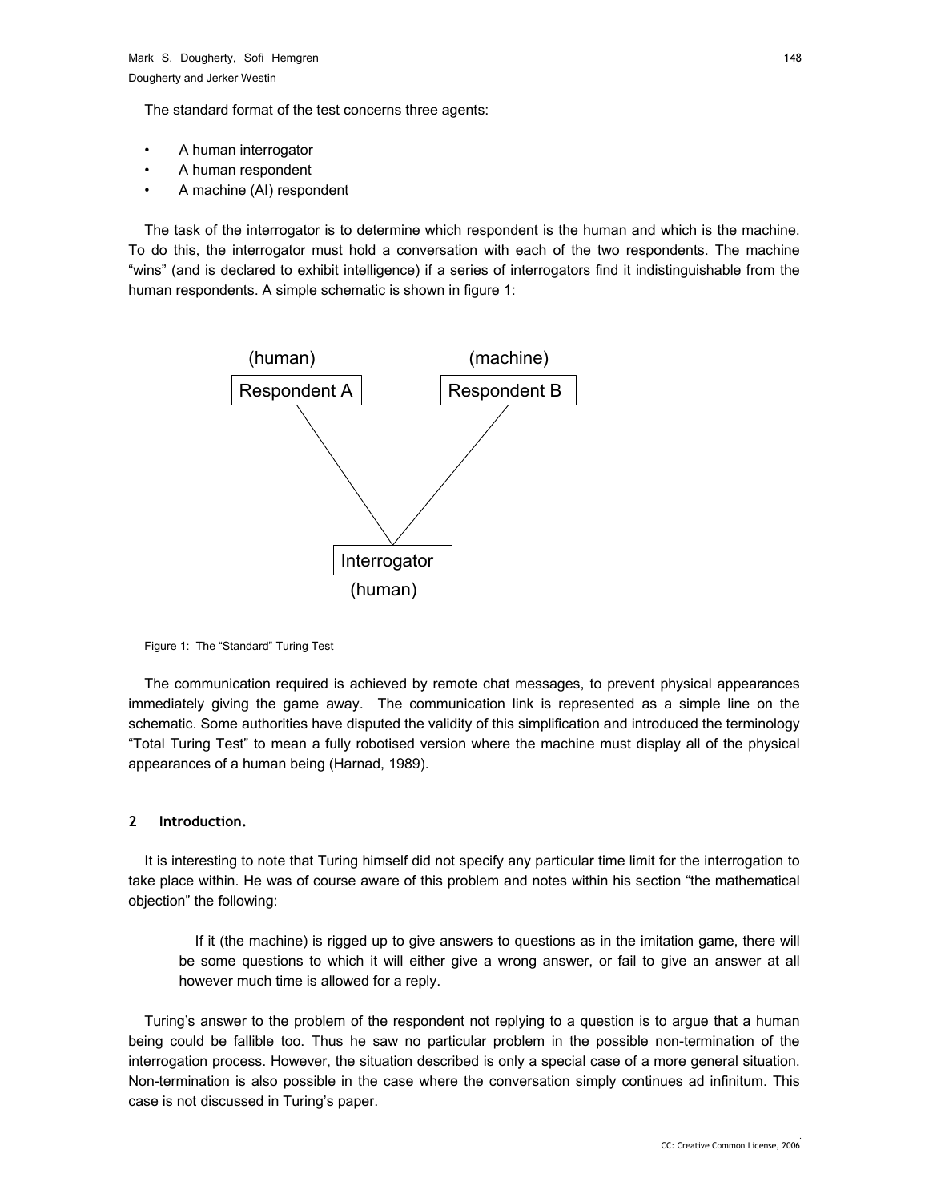The standard format of the test concerns three agents:

- A human interrogator
- A human respondent
- A machine (AI) respondent

The task of the interrogator is to determine which respondent is the human and which is the machine. To do this, the interrogator must hold a conversation with each of the two respondents. The machine "wins" (and is declared to exhibit intelligence) if a series of interrogators find it indistinguishable from the human respondents. A simple schematic is shown in figure 1:

(human) Respondent A — (machine) Respondent B — Interrogator (human)

Figure 1: The "Standard" Turing Test

The communication required is achieved by remote chat messages, to prevent physical appearances immediately giving the game away. The communication link is represented as a simple line on the schematic. Some authorities have disputed the validity of this simplification and introduced the terminology "Total Turing Test" to mean a fully robotised version where the machine must display all of the physical appearances of a human being (Harnad, 1989).

## 2 Introduction.

It is interesting to note that Turing himself did not specify any particular time limit for the interrogation to take place within. He was of course aware of this problem and notes within his section "the mathematical objection" the following:

> If it (the machine) is rigged up to give answers to questions as in the imitation game, there will be some questions to which it will either give a wrong answer, or fail to give an answer at all however much time is allowed for a reply.

Turing's answer to the problem of the respondent not replying to a question is to argue that a human being could be fallible too. Thus he saw no particular problem in the possible non-termination of the interrogation process. However, the situation described is only a special case of a more general situation. Non-termination is also possible in the case where the conversation simply continues ad infinitum. This case is not discussed in Turing's paper.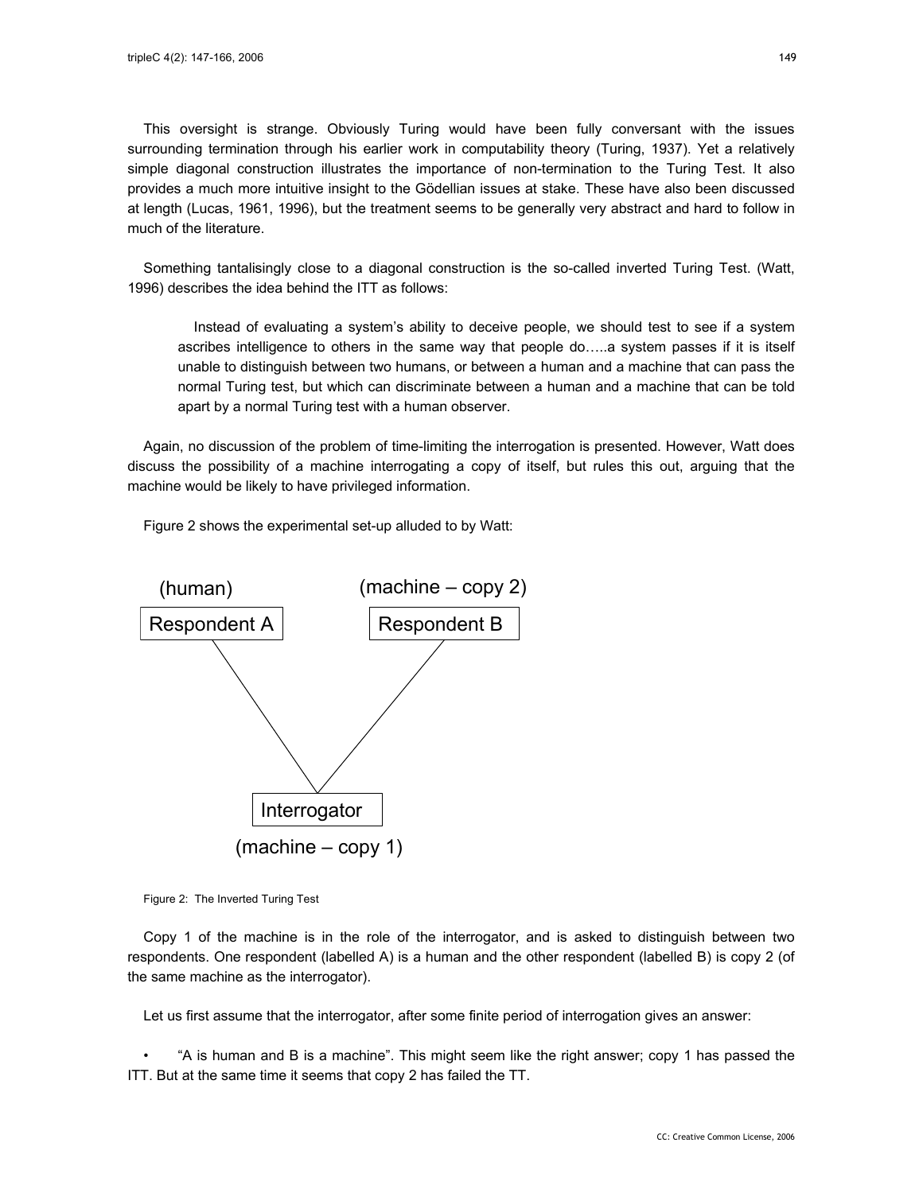This oversight is strange. Obviously Turing would have been fully conversant with the issues surrounding termination through his earlier work in computability theory (Turing, 1937). Yet a relatively simple diagonal construction illustrates the importance of non-termination to the Turing Test. It also provides a much more intuitive insight to the Gödellian issues at stake. These have also been discussed at length (Lucas, 1961, 1996), but the treatment seems to be generally very abstract and hard to follow in much of the literature.

Something tantalisingly close to a diagonal construction is the so-called inverted Turing Test. (Watt, 1996) describes the idea behind the ITT as follows:

> Instead of evaluating a system's ability to deceive people, we should test to see if a system ascribes intelligence to others in the same way that people do…..a system passes if it is itself unable to distinguish between two humans, or between a human and a machine that can pass the normal Turing test, but which can discriminate between a human and a machine that can be told apart by a normal Turing test with a human observer.

Again, no discussion of the problem of time-limiting the interrogation is presented. However, Watt does discuss the possibility of a machine interrogating a copy of itself, but rules this out, arguing that the machine would be likely to have privileged information.

Figure 2 shows the experimental set-up alluded to by Watt:

(human) Respondent A — (machine – copy 2) Respondent B — Interrogator (machine – copy 1)

Figure 2: The Inverted Turing Test

Copy 1 of the machine is in the role of the interrogator, and is asked to distinguish between two respondents. One respondent (labelled A) is a human and the other respondent (labelled B) is copy 2 (of the same machine as the interrogator).

Let us first assume that the interrogator, after some finite period of interrogation gives an answer:

- "A is human and B is a machine". This might seem like the right answer; copy 1 has passed the ITT. But at the same time it seems that copy 2 has failed the TT.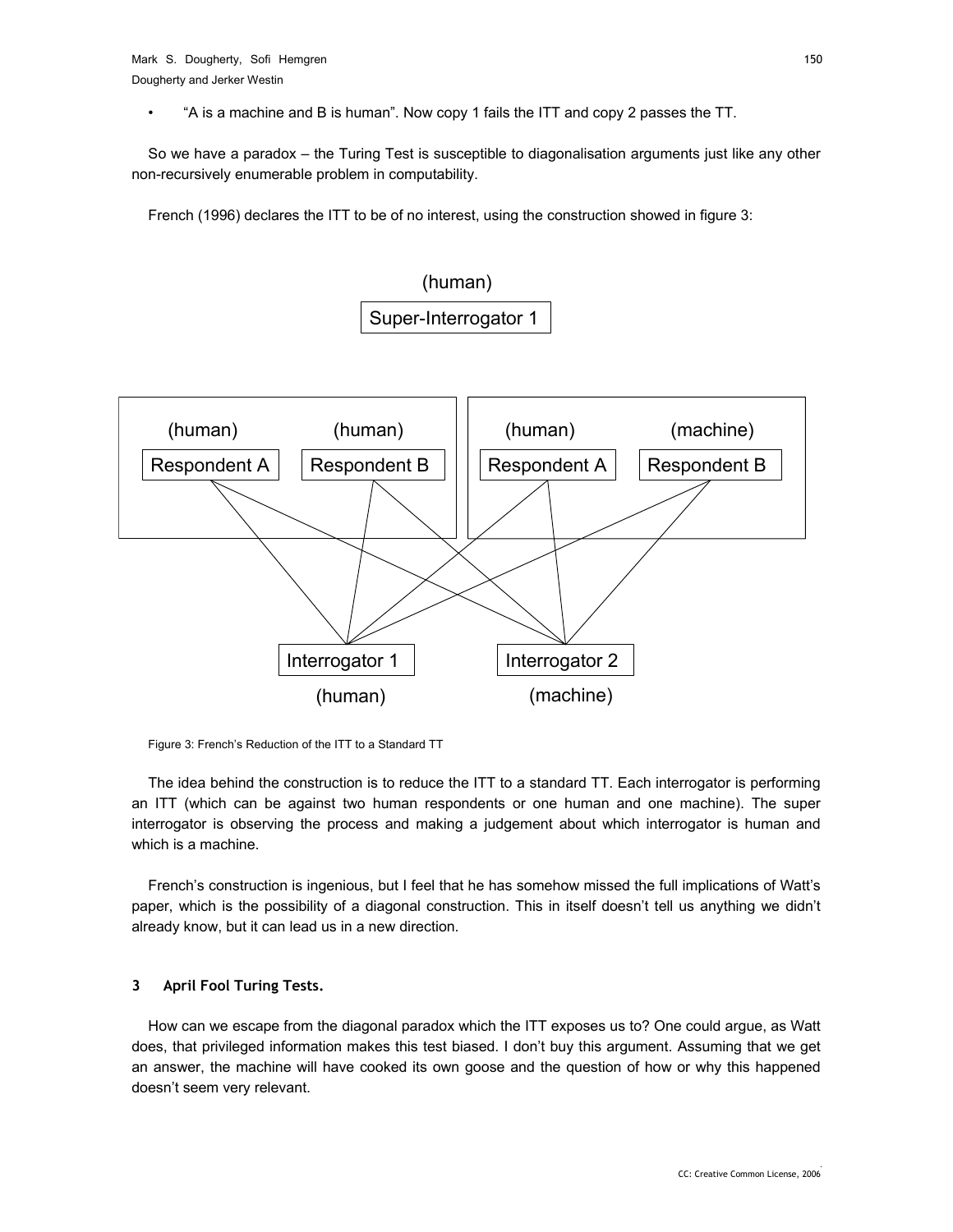- "A is a machine and B is human". Now copy 1 fails the ITT and copy 2 passes the TT.

So we have a paradox – the Turing Test is susceptible to diagonalisation arguments just like any other non-recursively enumerable problem in computability.

French (1996) declares the ITT to be of no interest, using the construction showed in figure 3:

Figure 3: French's Reduction of the ITT to a Standard TT

The idea behind the construction is to reduce the ITT to a standard TT. Each interrogator is performing an ITT (which can be against two human respondents or one human and one machine). The super interrogator is observing the process and making a judgement about which interrogator is human and which is a machine.

French's construction is ingenious, but I feel that he has somehow missed the full implications of Watt's paper, which is the possibility of a diagonal construction. This in itself doesn't tell us anything we didn't already know, but it can lead us in a new direction.

## 3 April Fool Turing Tests.

How can we escape from the diagonal paradox which the ITT exposes us to? One could argue, as Watt does, that privileged information makes this test biased. I don't buy this argument. Assuming that we get an answer, the machine will have cooked its own goose and the question of how or why this happened doesn't seem very relevant.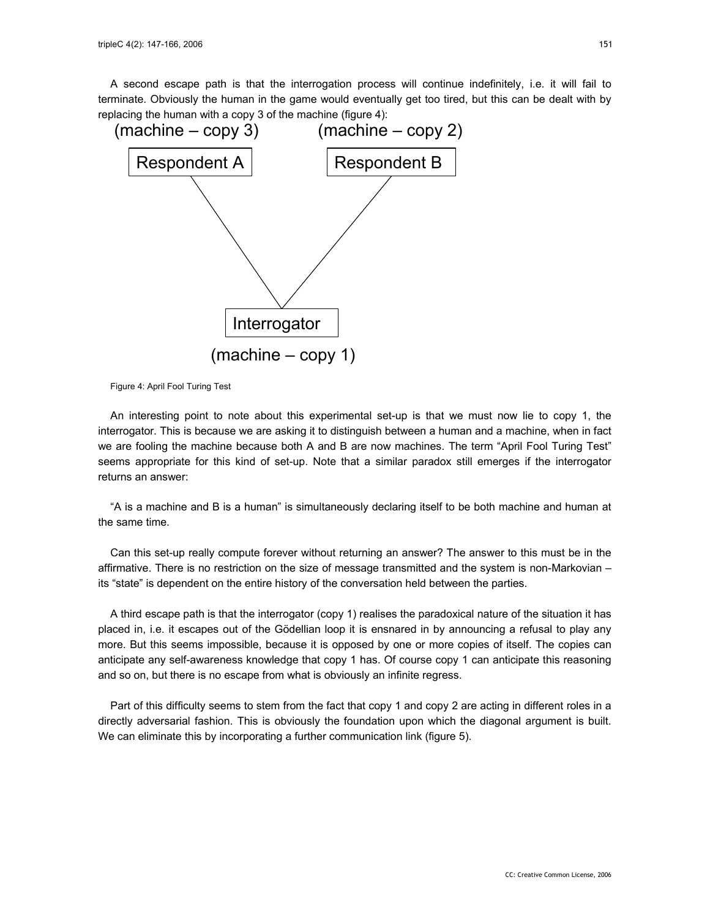A second escape path is that the interrogation process will continue indefinitely, i.e. it will fail to terminate. Obviously the human in the game would eventually get too tired, but this can be dealt with by replacing the human with a copy 3 of the machine (figure 4):

Figure 4: April Fool Turing Test

An interesting point to note about this experimental set-up is that we must now lie to copy 1, the interrogator. This is because we are asking it to distinguish between a human and a machine, when in fact we are fooling the machine because both A and B are now machines. The term "April Fool Turing Test" seems appropriate for this kind of set-up. Note that a similar paradox still emerges if the interrogator returns an answer:

"A is a machine and B is a human" is simultaneously declaring itself to be both machine and human at the same time.

Can this set-up really compute forever without returning an answer? The answer to this must be in the affirmative. There is no restriction on the size of message transmitted and the system is non-Markovian – its "state" is dependent on the entire history of the conversation held between the parties.

A third escape path is that the interrogator (copy 1) realises the paradoxical nature of the situation it has placed in, i.e. it escapes out of the Gödellian loop it is ensnared in by announcing a refusal to play any more. But this seems impossible, because it is opposed by one or more copies of itself. The copies can anticipate any self-awareness knowledge that copy 1 has. Of course copy 1 can anticipate this reasoning and so on, but there is no escape from what is obviously an infinite regress.

Part of this difficulty seems to stem from the fact that copy 1 and copy 2 are acting in different roles in a directly adversarial fashion. This is obviously the foundation upon which the diagonal argument is built. We can eliminate this by incorporating a further communication link (figure 5).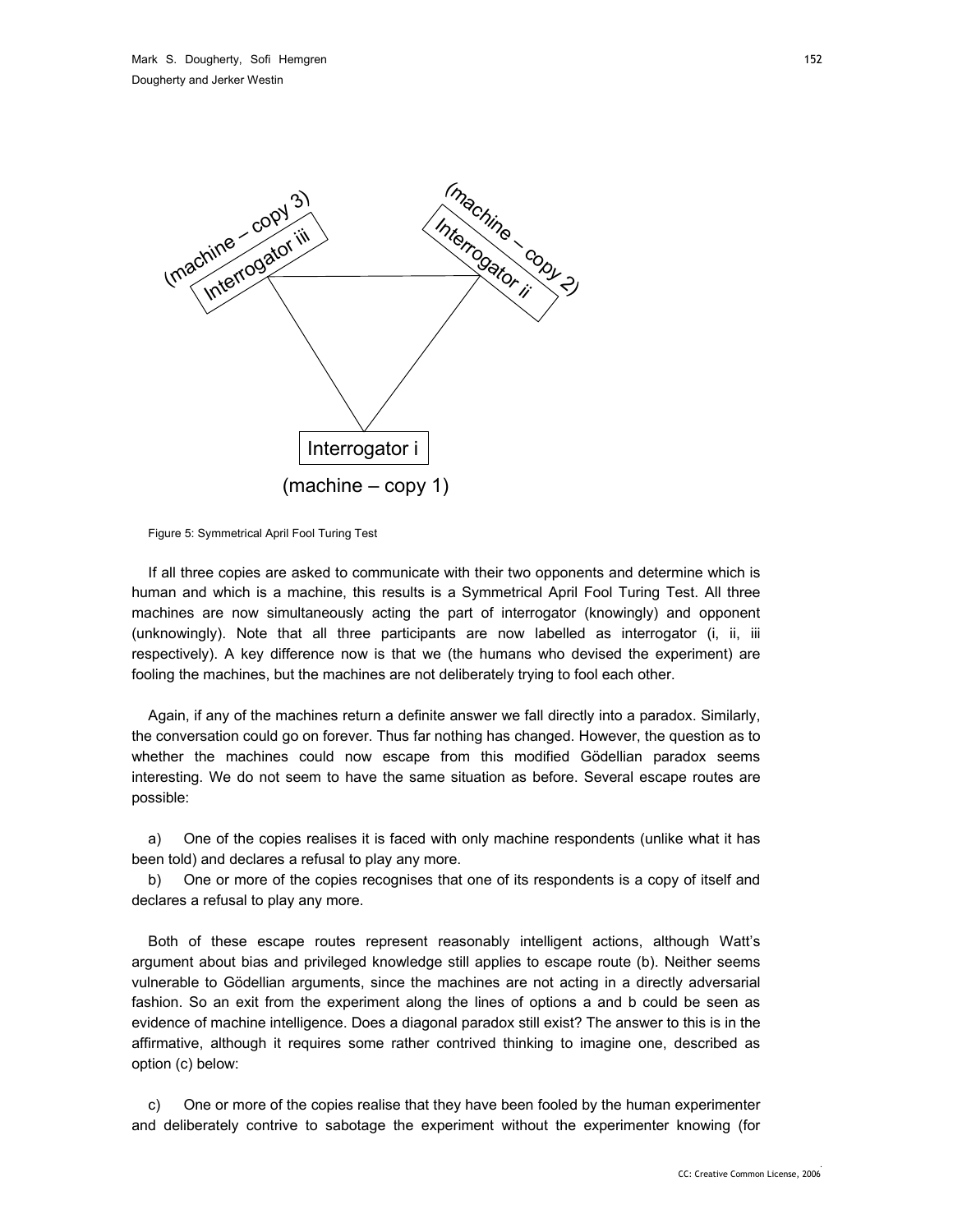Figure 5: Symmetrical April Fool Turing Test

If all three copies are asked to communicate with their two opponents and determine which is human and which is a machine, this results is a Symmetrical April Fool Turing Test. All three machines are now simultaneously acting the part of interrogator (knowingly) and opponent (unknowingly). Note that all three participants are now labelled as interrogator (i, ii, iii respectively). A key difference now is that we (the humans who devised the experiment) are fooling the machines, but the machines are not deliberately trying to fool each other.

Again, if any of the machines return a definite answer we fall directly into a paradox. Similarly, the conversation could go on forever. Thus far nothing has changed. However, the question as to whether the machines could now escape from this modified Gödellian paradox seems interesting. We do not seem to have the same situation as before. Several escape routes are possible:

a) One of the copies realises it is faced with only machine respondents (unlike what it has been told) and declares a refusal to play any more.

b) One or more of the copies recognises that one of its respondents is a copy of itself and declares a refusal to play any more.

Both of these escape routes represent reasonably intelligent actions, although Watt's argument about bias and privileged knowledge still applies to escape route (b). Neither seems vulnerable to Gödellian arguments, since the machines are not acting in a directly adversarial fashion. So an exit from the experiment along the lines of options a and b could be seen as evidence of machine intelligence. Does a diagonal paradox still exist? The answer to this is in the affirmative, although it requires some rather contrived thinking to imagine one, described as option (c) below:

c) One or more of the copies realise that they have been fooled by the human experimenter and deliberately contrive to sabotage the experiment without the experimenter knowing (for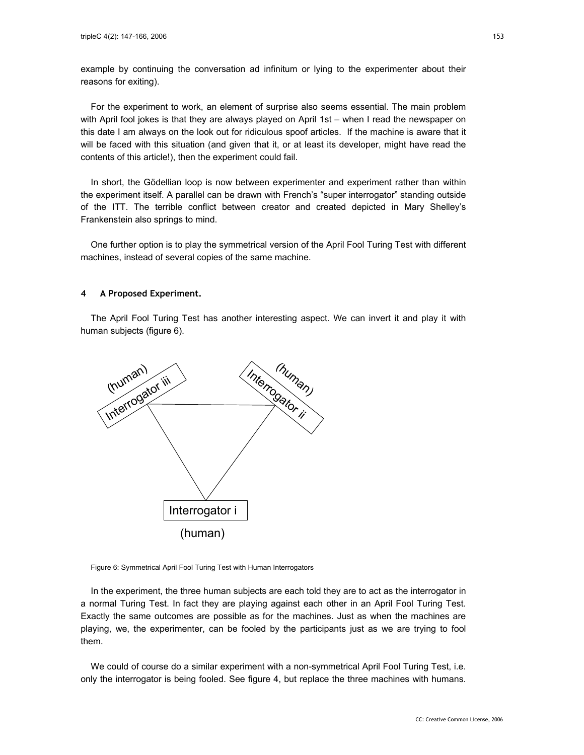example by continuing the conversation ad infinitum or lying to the experimenter about their reasons for exiting).

For the experiment to work, an element of surprise also seems essential. The main problem with April fool jokes is that they are always played on April 1st – when I read the newspaper on this date I am always on the look out for ridiculous spoof articles. If the machine is aware that it will be faced with this situation (and given that it, or at least its developer, might have read the contents of this article!), then the experiment could fail.

In short, the Gödellian loop is now between experimenter and experiment rather than within the experiment itself. A parallel can be drawn with French's "super interrogator" standing outside of the ITT. The terrible conflict between creator and created depicted in Mary Shelley's Frankenstein also springs to mind.

One further option is to play the symmetrical version of the April Fool Turing Test with different machines, instead of several copies of the same machine.

## 4 A Proposed Experiment.

The April Fool Turing Test has another interesting aspect. We can invert it and play it with human subjects (figure 6).

Figure 6: Symmetrical April Fool Turing Test with Human Interrogators

In the experiment, the three human subjects are each told they are to act as the interrogator in a normal Turing Test. In fact they are playing against each other in an April Fool Turing Test. Exactly the same outcomes are possible as for the machines. Just as when the machines are playing, we, the experimenter, can be fooled by the participants just as we are trying to fool them.

We could of course do a similar experiment with a non-symmetrical April Fool Turing Test, i.e. only the interrogator is being fooled. See figure 4, but replace the three machines with humans.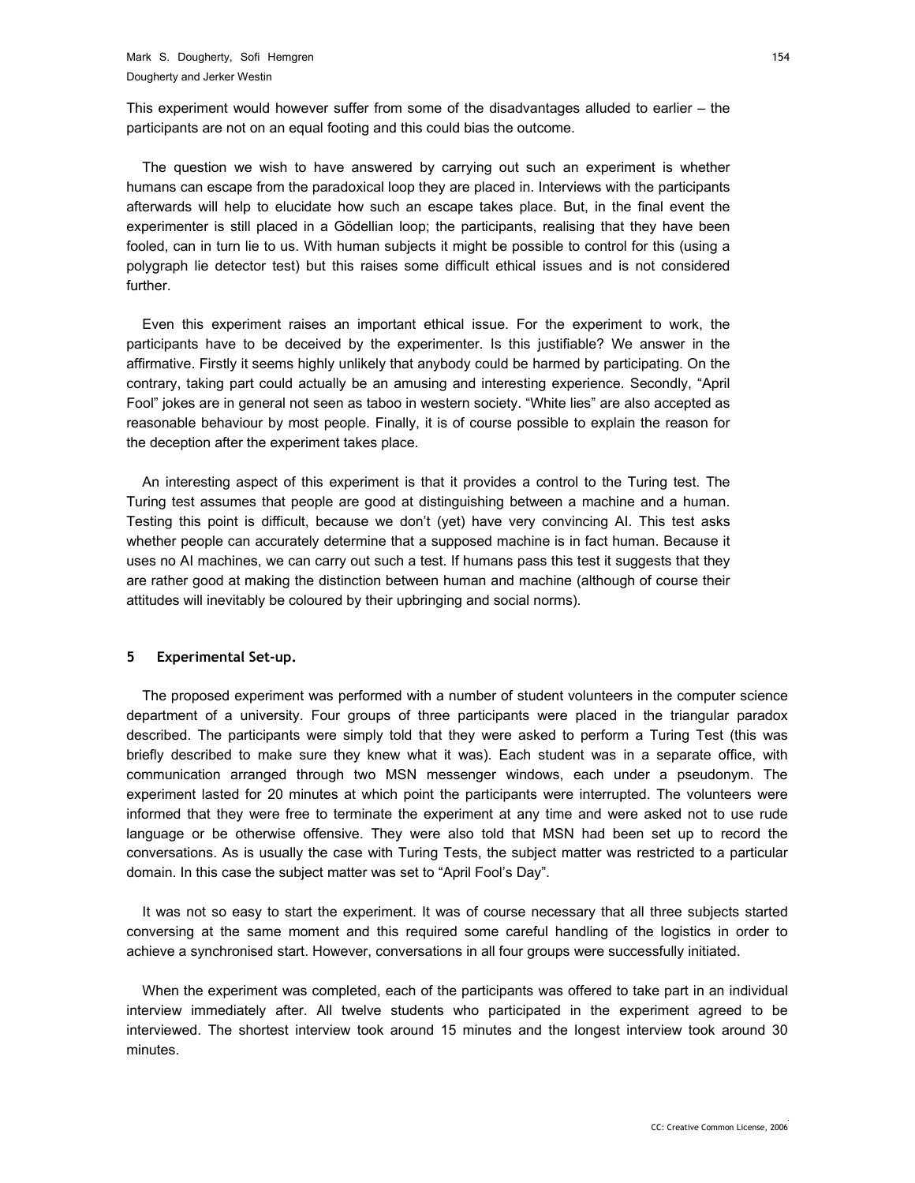This experiment would however suffer from some of the disadvantages alluded to earlier – the participants are not on an equal footing and this could bias the outcome.

The question we wish to have answered by carrying out such an experiment is whether humans can escape from the paradoxical loop they are placed in. Interviews with the participants afterwards will help to elucidate how such an escape takes place. But, in the final event the experimenter is still placed in a Gödellian loop; the participants, realising that they have been fooled, can in turn lie to us. With human subjects it might be possible to control for this (using a polygraph lie detector test) but this raises some difficult ethical issues and is not considered further.

Even this experiment raises an important ethical issue. For the experiment to work, the participants have to be deceived by the experimenter. Is this justifiable? We answer in the affirmative. Firstly it seems highly unlikely that anybody could be harmed by participating. On the contrary, taking part could actually be an amusing and interesting experience. Secondly, "April Fool" jokes are in general not seen as taboo in western society. "White lies" are also accepted as reasonable behaviour by most people. Finally, it is of course possible to explain the reason for the deception after the experiment takes place.

An interesting aspect of this experiment is that it provides a control to the Turing test. The Turing test assumes that people are good at distinguishing between a machine and a human. Testing this point is difficult, because we don't (yet) have very convincing AI. This test asks whether people can accurately determine that a supposed machine is in fact human. Because it uses no AI machines, we can carry out such a test. If humans pass this test it suggests that they are rather good at making the distinction between human and machine (although of course their attitudes will inevitably be coloured by their upbringing and social norms).

## 5 Experimental Set-up.

The proposed experiment was performed with a number of student volunteers in the computer science department of a university. Four groups of three participants were placed in the triangular paradox described. The participants were simply told that they were asked to perform a Turing Test (this was briefly described to make sure they knew what it was). Each student was in a separate office, with communication arranged through two MSN messenger windows, each under a pseudonym. The experiment lasted for 20 minutes at which point the participants were interrupted. The volunteers were informed that they were free to terminate the experiment at any time and were asked not to use rude language or be otherwise offensive. They were also told that MSN had been set up to record the conversations. As is usually the case with Turing Tests, the subject matter was restricted to a particular domain. In this case the subject matter was set to "April Fool's Day".

It was not so easy to start the experiment. It was of course necessary that all three subjects started conversing at the same moment and this required some careful handling of the logistics in order to achieve a synchronised start. However, conversations in all four groups were successfully initiated.

When the experiment was completed, each of the participants was offered to take part in an individual interview immediately after. All twelve students who participated in the experiment agreed to be interviewed. The shortest interview took around 15 minutes and the longest interview took around 30 minutes.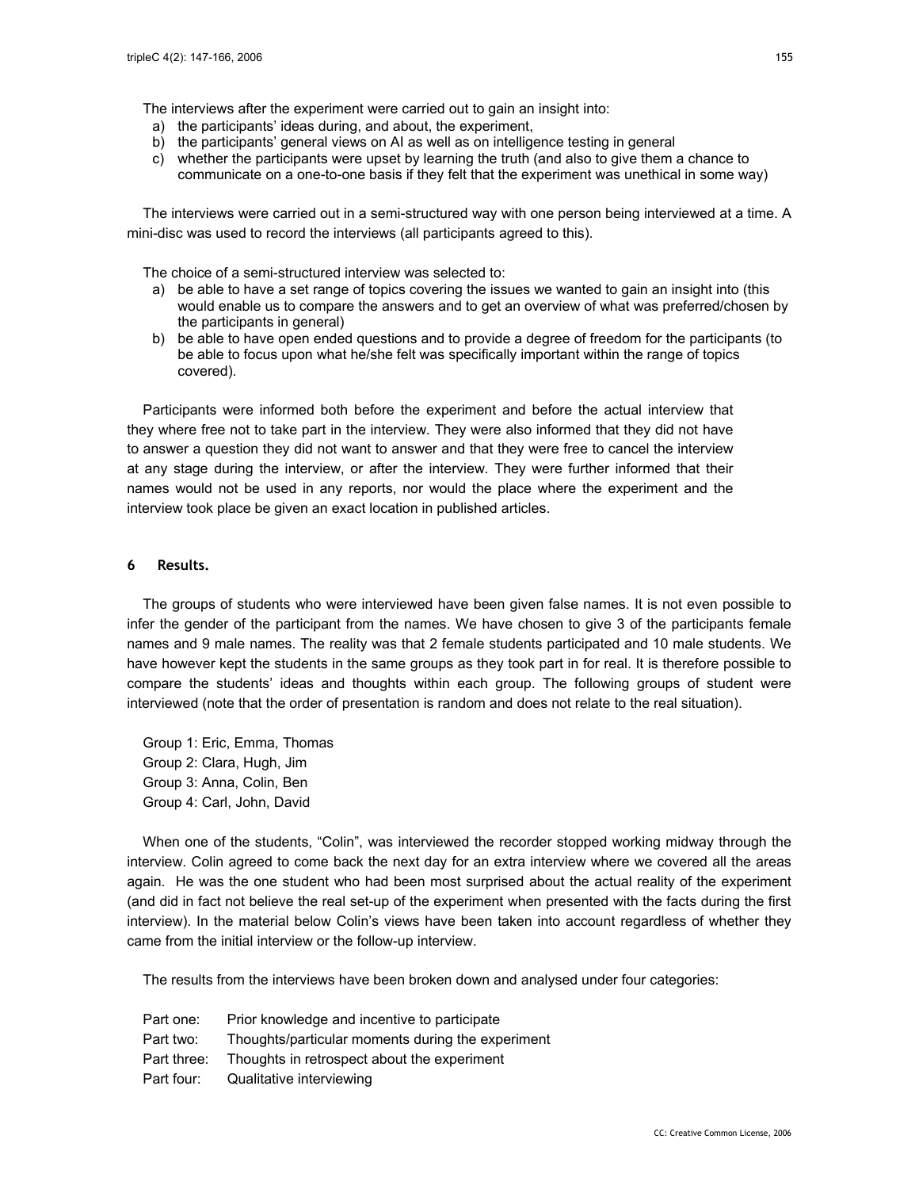The interviews after the experiment were carried out to gain an insight into:

a) the participants' ideas during, and about, the experiment,
b) the participants' general views on AI as well as on intelligence testing in general
c) whether the participants were upset by learning the truth (and also to give them a chance to communicate on a one-to-one basis if they felt that the experiment was unethical in some way)

The interviews were carried out in a semi-structured way with one person being interviewed at a time. A mini-disc was used to record the interviews (all participants agreed to this).

The choice of a semi-structured interview was selected to:

a) be able to have a set range of topics covering the issues we wanted to gain an insight into (this would enable us to compare the answers and to get an overview of what was preferred/chosen by the participants in general)
b) be able to have open ended questions and to provide a degree of freedom for the participants (to be able to focus upon what he/she felt was specifically important within the range of topics covered).

Participants were informed both before the experiment and before the actual interview that they where free not to take part in the interview. They were also informed that they did not have to answer a question they did not want to answer and that they were free to cancel the interview at any stage during the interview, or after the interview. They were further informed that their names would not be used in any reports, nor would the place where the experiment and the interview took place be given an exact location in published articles.

## 6 Results.

The groups of students who were interviewed have been given false names. It is not even possible to infer the gender of the participant from the names. We have chosen to give 3 of the participants female names and 9 male names. The reality was that 2 female students participated and 10 male students. We have however kept the students in the same groups as they took part in for real. It is therefore possible to compare the students' ideas and thoughts within each group. The following groups of student were interviewed (note that the order of presentation is random and does not relate to the real situation).

Group 1: Eric, Emma, Thomas
Group 2: Clara, Hugh, Jim
Group 3: Anna, Colin, Ben
Group 4: Carl, John, David

When one of the students, "Colin", was interviewed the recorder stopped working midway through the interview. Colin agreed to come back the next day for an extra interview where we covered all the areas again. He was the one student who had been most surprised about the actual reality of the experiment (and did in fact not believe the real set-up of the experiment when presented with the facts during the first interview). In the material below Colin's views have been taken into account regardless of whether they came from the initial interview or the follow-up interview.

The results from the interviews have been broken down and analysed under four categories:

Part one: Prior knowledge and incentive to participate
Part two: Thoughts/particular moments during the experiment
Part three: Thoughts in retrospect about the experiment
Part four: Qualitative interviewing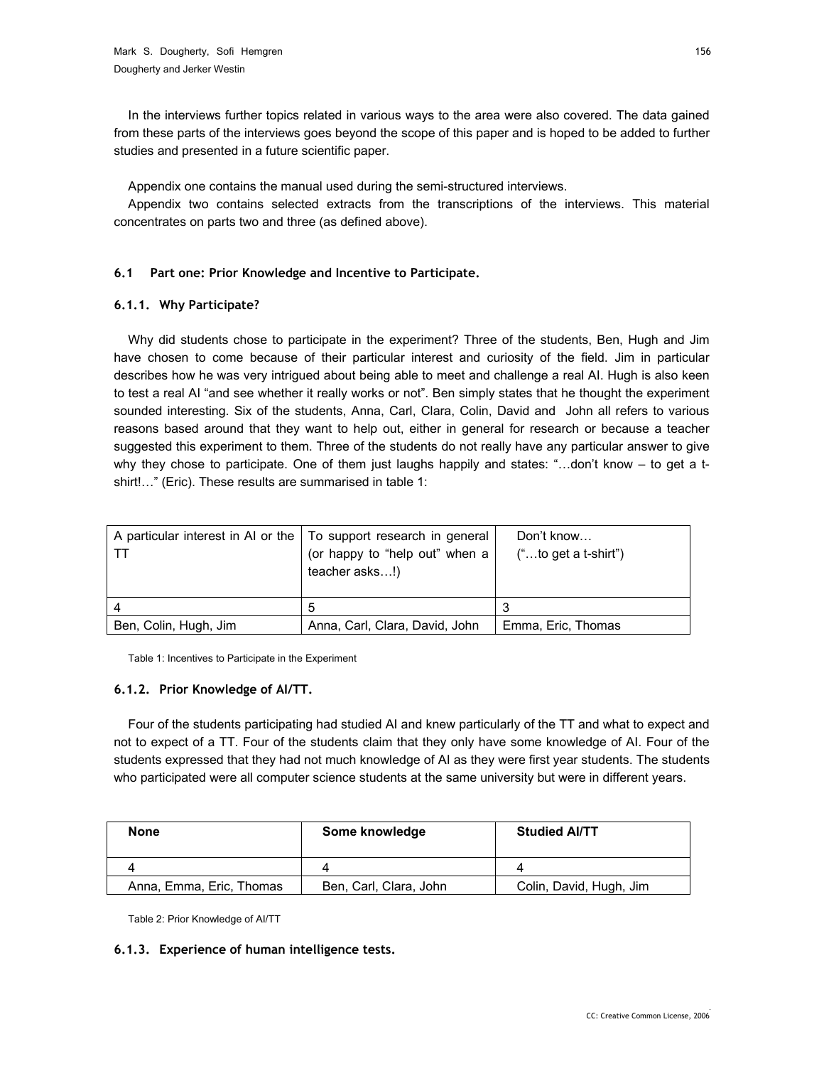In the interviews further topics related in various ways to the area were also covered. The data gained from these parts of the interviews goes beyond the scope of this paper and is hoped to be added to further studies and presented in a future scientific paper.

Appendix one contains the manual used during the semi-structured interviews.

Appendix two contains selected extracts from the transcriptions of the interviews. This material concentrates on parts two and three (as defined above).

### 6.1 Part one: Prior Knowledge and Incentive to Participate.

#### 6.1.1. Why Participate?

Why did students chose to participate in the experiment? Three of the students, Ben, Hugh and Jim have chosen to come because of their particular interest and curiosity of the field. Jim in particular describes how he was very intrigued about being able to meet and challenge a real AI. Hugh is also keen to test a real AI "and see whether it really works or not". Ben simply states that he thought the experiment sounded interesting. Six of the students, Anna, Carl, Clara, Colin, David and John all refers to various reasons based around that they want to help out, either in general for research or because a teacher suggested this experiment to them. Three of the students do not really have any particular answer to give why they chose to participate. One of them just laughs happily and states: "…don't know – to get a t-shirt!…" (Eric). These results are summarised in table 1:

| A particular interest in AI or the TT | To support research in general (or happy to "help out" when a teacher asks…!) | Don't know… ("…to get a t-shirt") |
|---|---|---|
| 4 | 5 | 3 |
| Ben, Colin, Hugh, Jim | Anna, Carl, Clara, David, John | Emma, Eric, Thomas |

Table 1: Incentives to Participate in the Experiment

#### 6.1.2. Prior Knowledge of AI/TT.

Four of the students participating had studied AI and knew particularly of the TT and what to expect and not to expect of a TT. Four of the students claim that they only have some knowledge of AI. Four of the students expressed that they had not much knowledge of AI as they were first year students. The students who participated were all computer science students at the same university but were in different years.

| **None** | **Some knowledge** | **Studied AI/TT** |
|---|---|---|
| 4 | 4 | 4 |
| Anna, Emma, Eric, Thomas | Ben, Carl, Clara, John | Colin, David, Hugh, Jim |

Table 2: Prior Knowledge of AI/TT

#### 6.1.3. Experience of human intelligence tests.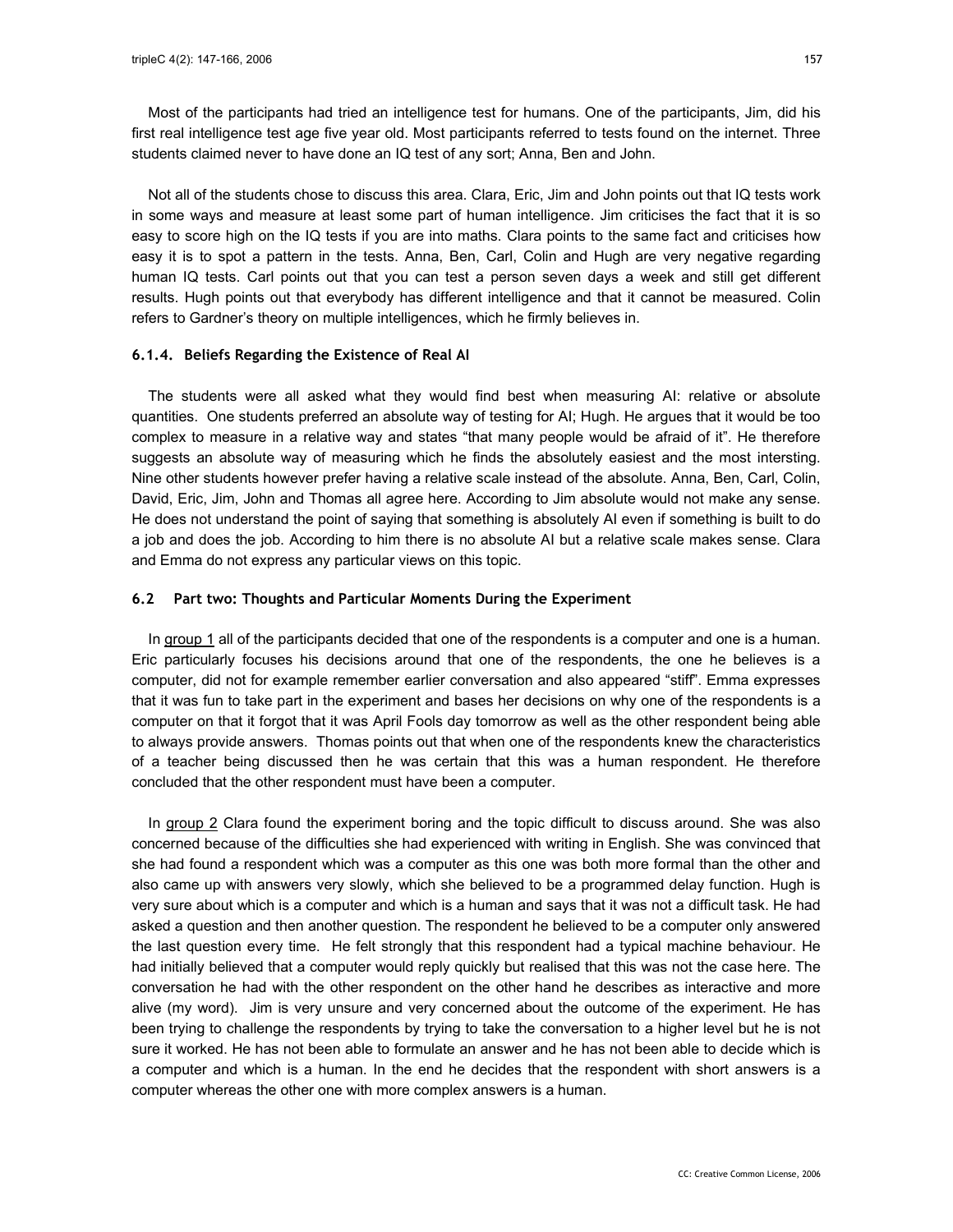Most of the participants had tried an intelligence test for humans. One of the participants, Jim, did his first real intelligence test age five year old. Most participants referred to tests found on the internet. Three students claimed never to have done an IQ test of any sort; Anna, Ben and John.

Not all of the students chose to discuss this area. Clara, Eric, Jim and John points out that IQ tests work in some ways and measure at least some part of human intelligence. Jim criticises the fact that it is so easy to score high on the IQ tests if you are into maths. Clara points to the same fact and criticises how easy it is to spot a pattern in the tests. Anna, Ben, Carl, Colin and Hugh are very negative regarding human IQ tests. Carl points out that you can test a person seven days a week and still get different results. Hugh points out that everybody has different intelligence and that it cannot be measured. Colin refers to Gardner's theory on multiple intelligences, which he firmly believes in.

#### 6.1.4. Beliefs Regarding the Existence of Real AI

The students were all asked what they would find best when measuring AI: relative or absolute quantities. One students preferred an absolute way of testing for AI; Hugh. He argues that it would be too complex to measure in a relative way and states "that many people would be afraid of it". He therefore suggests an absolute way of measuring which he finds the absolutely easiest and the most intersting. Nine other students however prefer having a relative scale instead of the absolute. Anna, Ben, Carl, Colin, David, Eric, Jim, John and Thomas all agree here. According to Jim absolute would not make any sense. He does not understand the point of saying that something is absolutely AI even if something is built to do a job and does the job. According to him there is no absolute AI but a relative scale makes sense. Clara and Emma do not express any particular views on this topic.

### 6.2 Part two: Thoughts and Particular Moments During the Experiment

In group 1 all of the participants decided that one of the respondents is a computer and one is a human. Eric particularly focuses his decisions around that one of the respondents, the one he believes is a computer, did not for example remember earlier conversation and also appeared "stiff". Emma expresses that it was fun to take part in the experiment and bases her decisions on why one of the respondents is a computer on that it forgot that it was April Fools day tomorrow as well as the other respondent being able to always provide answers. Thomas points out that when one of the respondents knew the characteristics of a teacher being discussed then he was certain that this was a human respondent. He therefore concluded that the other respondent must have been a computer.

In group 2 Clara found the experiment boring and the topic difficult to discuss around. She was also concerned because of the difficulties she had experienced with writing in English. She was convinced that she had found a respondent which was a computer as this one was both more formal than the other and also came up with answers very slowly, which she believed to be a programmed delay function. Hugh is very sure about which is a computer and which is a human and says that it was not a difficult task. He had asked a question and then another question. The respondent he believed to be a computer only answered the last question every time. He felt strongly that this respondent had a typical machine behaviour. He had initially believed that a computer would reply quickly but realised that this was not the case here. The conversation he had with the other respondent on the other hand he describes as interactive and more alive (my word). Jim is very unsure and very concerned about the outcome of the experiment. He has been trying to challenge the respondents by trying to take the conversation to a higher level but he is not sure it worked. He has not been able to formulate an answer and he has not been able to decide which is a computer and which is a human. In the end he decides that the respondent with short answers is a computer whereas the other one with more complex answers is a human.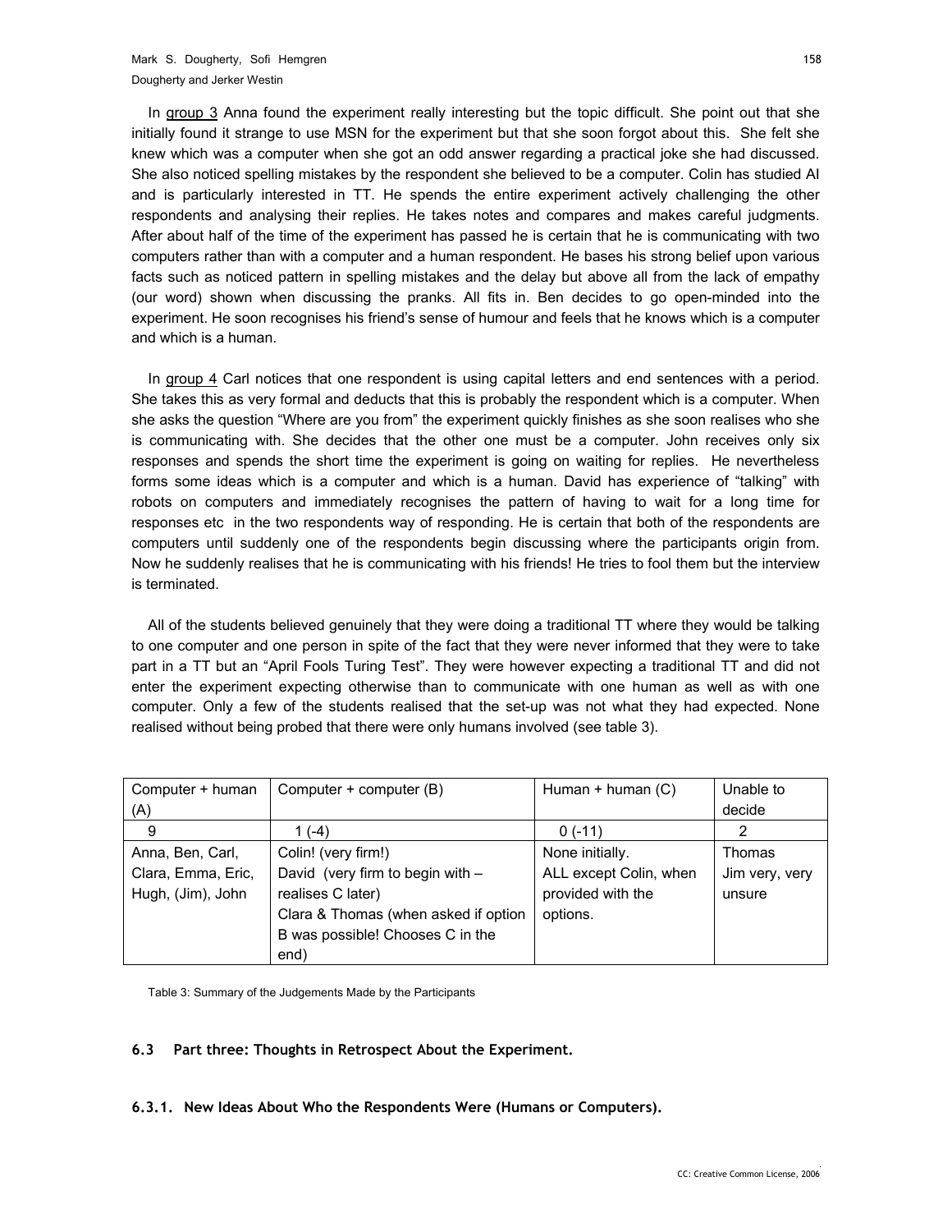In group 3 Anna found the experiment really interesting but the topic difficult. She point out that she initially found it strange to use MSN for the experiment but that she soon forgot about this. She felt she knew which was a computer when she got an odd answer regarding a practical joke she had discussed. She also noticed spelling mistakes by the respondent she believed to be a computer. Colin has studied AI and is particularly interested in TT. He spends the entire experiment actively challenging the other respondents and analysing their replies. He takes notes and compares and makes careful judgments. After about half of the time of the experiment has passed he is certain that he is communicating with two computers rather than with a computer and a human respondent. He bases his strong belief upon various facts such as noticed pattern in spelling mistakes and the delay but above all from the lack of empathy (our word) shown when discussing the pranks. All fits in. Ben decides to go open-minded into the experiment. He soon recognises his friend's sense of humour and feels that he knows which is a computer and which is a human.

In group 4 Carl notices that one respondent is using capital letters and end sentences with a period. She takes this as very formal and deducts that this is probably the respondent which is a computer. When she asks the question "Where are you from" the experiment quickly finishes as she soon realises who she is communicating with. She decides that the other one must be a computer. John receives only six responses and spends the short time the experiment is going on waiting for replies. He nevertheless forms some ideas which is a computer and which is a human. David has experience of "talking" with robots on computers and immediately recognises the pattern of having to wait for a long time for responses etc in the two respondents way of responding. He is certain that both of the respondents are computers until suddenly one of the respondents begin discussing where the participants origin from. Now he suddenly realises that he is communicating with his friends! He tries to fool them but the interview is terminated.

All of the students believed genuinely that they were doing a traditional TT where they would be talking to one computer and one person in spite of the fact that they were never informed that they were to take part in a TT but an "April Fools Turing Test". They were however expecting a traditional TT and did not enter the experiment expecting otherwise than to communicate with one human as well as with one computer. Only a few of the students realised that the set-up was not what they had expected. None realised without being probed that there were only humans involved (see table 3).

| Computer + human (A) | Computer + computer (B) | Human + human (C) | Unable to decide |
|---|---|---|---|
| 9 | 1 (-4) | 0 (-11) | 2 |
| Anna, Ben, Carl, Clara, Emma, Eric, Hugh, (Jim), John | Colin! (very firm!) David (very firm to begin with – realises C later) Clara & Thomas (when asked if option B was possible! Chooses C in the end) | None initially. ALL except Colin, when provided with the options. | Thomas Jim very, very unsure |

Table 3: Summary of the Judgements Made by the Participants

### 6.3 Part three: Thoughts in Retrospect About the Experiment.

#### 6.3.1. New Ideas About Who the Respondents Were (Humans or Computers).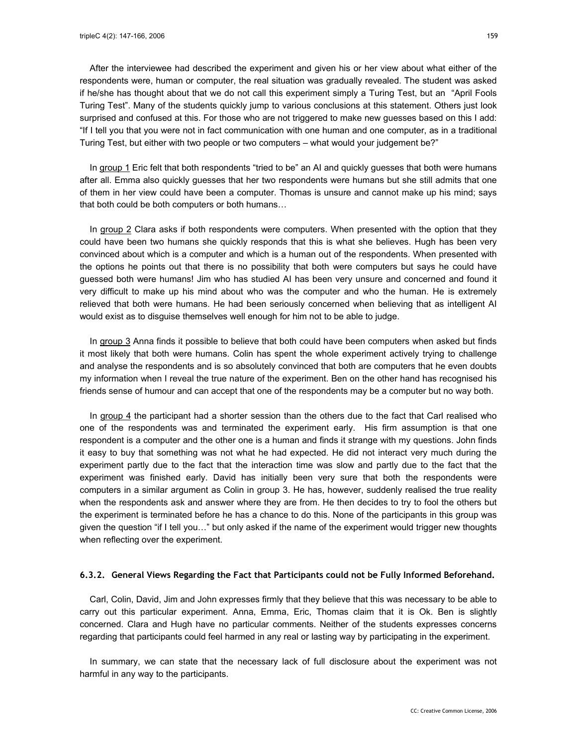After the interviewee had described the experiment and given his or her view about what either of the respondents were, human or computer, the real situation was gradually revealed. The student was asked if he/she has thought about that we do not call this experiment simply a Turing Test, but an "April Fools Turing Test". Many of the students quickly jump to various conclusions at this statement. Others just look surprised and confused at this. For those who are not triggered to make new guesses based on this I add: "If I tell you that you were not in fact communication with one human and one computer, as in a traditional Turing Test, but either with two people or two computers – what would your judgement be?"

In group 1 Eric felt that both respondents "tried to be" an AI and quickly guesses that both were humans after all. Emma also quickly guesses that her two respondents were humans but she still admits that one of them in her view could have been a computer. Thomas is unsure and cannot make up his mind; says that both could be both computers or both humans…

In group 2 Clara asks if both respondents were computers. When presented with the option that they could have been two humans she quickly responds that this is what she believes. Hugh has been very convinced about which is a computer and which is a human out of the respondents. When presented with the options he points out that there is no possibility that both were computers but says he could have guessed both were humans! Jim who has studied AI has been very unsure and concerned and found it very difficult to make up his mind about who was the computer and who the human. He is extremely relieved that both were humans. He had been seriously concerned when believing that as intelligent AI would exist as to disguise themselves well enough for him not to be able to judge.

In group 3 Anna finds it possible to believe that both could have been computers when asked but finds it most likely that both were humans. Colin has spent the whole experiment actively trying to challenge and analyse the respondents and is so absolutely convinced that both are computers that he even doubts my information when I reveal the true nature of the experiment. Ben on the other hand has recognised his friends sense of humour and can accept that one of the respondents may be a computer but no way both.

In group 4 the participant had a shorter session than the others due to the fact that Carl realised who one of the respondents was and terminated the experiment early. His firm assumption is that one respondent is a computer and the other one is a human and finds it strange with my questions. John finds it easy to buy that something was not what he had expected. He did not interact very much during the experiment partly due to the fact that the interaction time was slow and partly due to the fact that the experiment was finished early. David has initially been very sure that both the respondents were computers in a similar argument as Colin in group 3. He has, however, suddenly realised the true reality when the respondents ask and answer where they are from. He then decides to try to fool the others but the experiment is terminated before he has a chance to do this. None of the participants in this group was given the question "if I tell you…" but only asked if the name of the experiment would trigger new thoughts when reflecting over the experiment.

### 6.3.2. General Views Regarding the Fact that Participants could not be Fully Informed Beforehand.

Carl, Colin, David, Jim and John expresses firmly that they believe that this was necessary to be able to carry out this particular experiment. Anna, Emma, Eric, Thomas claim that it is Ok. Ben is slightly concerned. Clara and Hugh have no particular comments. Neither of the students expresses concerns regarding that participants could feel harmed in any real or lasting way by participating in the experiment.

In summary, we can state that the necessary lack of full disclosure about the experiment was not harmful in any way to the participants.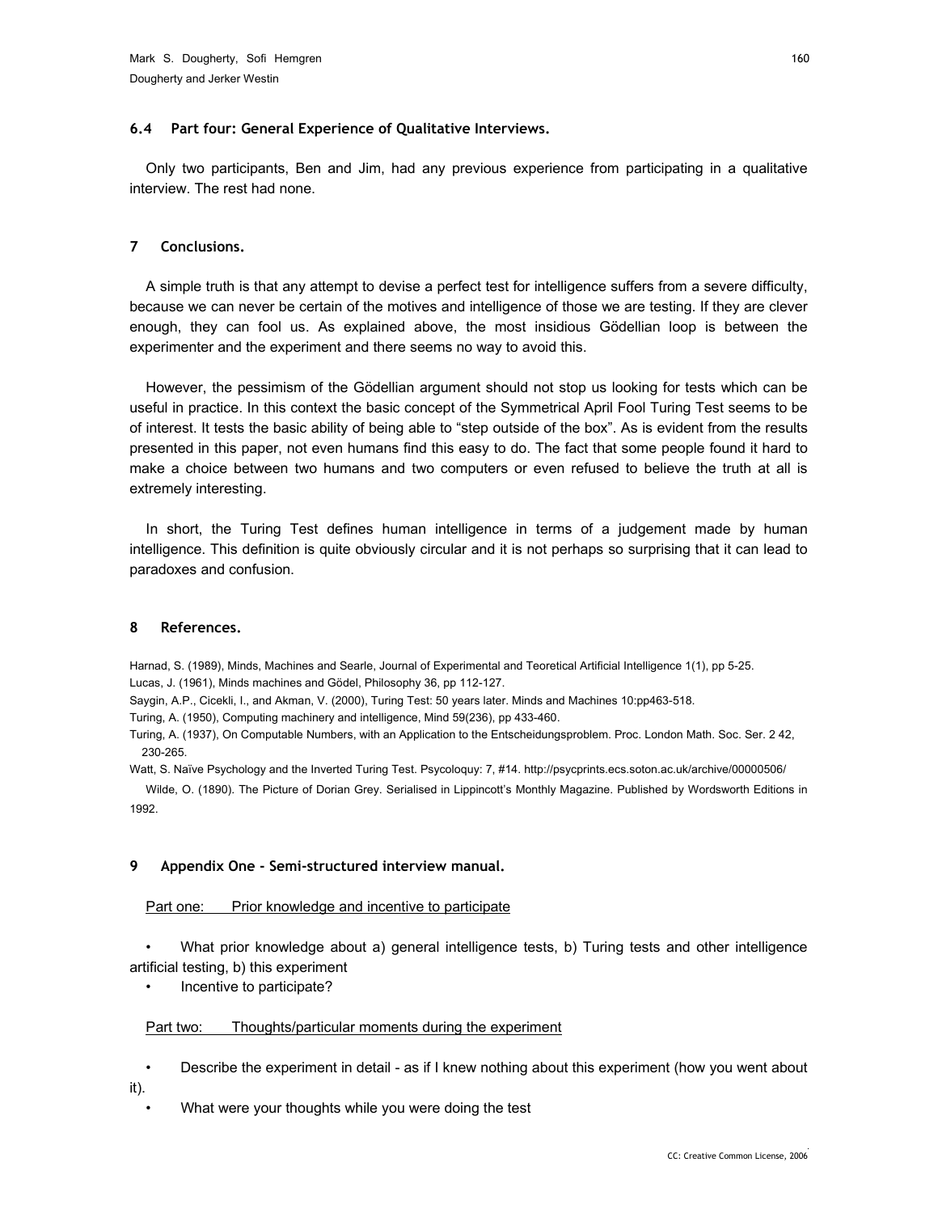### 6.4 Part four: General Experience of Qualitative Interviews.

Only two participants, Ben and Jim, had any previous experience from participating in a qualitative interview. The rest had none.

## 7 Conclusions.

A simple truth is that any attempt to devise a perfect test for intelligence suffers from a severe difficulty, because we can never be certain of the motives and intelligence of those we are testing. If they are clever enough, they can fool us. As explained above, the most insidious Gödellian loop is between the experimenter and the experiment and there seems no way to avoid this.

However, the pessimism of the Gödellian argument should not stop us looking for tests which can be useful in practice. In this context the basic concept of the Symmetrical April Fool Turing Test seems to be of interest. It tests the basic ability of being able to "step outside of the box". As is evident from the results presented in this paper, not even humans find this easy to do. The fact that some people found it hard to make a choice between two humans and two computers or even refused to believe the truth at all is extremely interesting.

In short, the Turing Test defines human intelligence in terms of a judgement made by human intelligence. This definition is quite obviously circular and it is not perhaps so surprising that it can lead to paradoxes and confusion.

## 8 References.

Harnad, S. (1989), Minds, Machines and Searle, Journal of Experimental and Teoretical Artificial Intelligence 1(1), pp 5-25.

Lucas, J. (1961), Minds machines and Gödel, Philosophy 36, pp 112-127.

Saygin, A.P., Cicekli, I., and Akman, V. (2000), Turing Test: 50 years later. Minds and Machines 10:pp463-518.

Turing, A. (1950), Computing machinery and intelligence, Mind 59(236), pp 433-460.

Turing, A. (1937), On Computable Numbers, with an Application to the Entscheidungsproblem. Proc. London Math. Soc. Ser. 2 42, 230-265.

Watt, S. Naïve Psychology and the Inverted Turing Test. Psycoloquy: 7, #14. http://psycprints.ecs.soton.ac.uk/archive/00000506/

Wilde, O. (1890). The Picture of Dorian Grey. Serialised in Lippincott's Monthly Magazine. Published by Wordsworth Editions in 1992.

## 9 Appendix One - Semi-structured interview manual.

Part one: Prior knowledge and incentive to participate

- What prior knowledge about a) general intelligence tests, b) Turing tests and other intelligence artificial testing, b) this experiment
- Incentive to participate?

Part two: Thoughts/particular moments during the experiment

- Describe the experiment in detail - as if I knew nothing about this experiment (how you went about it).
- What were your thoughts while you were doing the test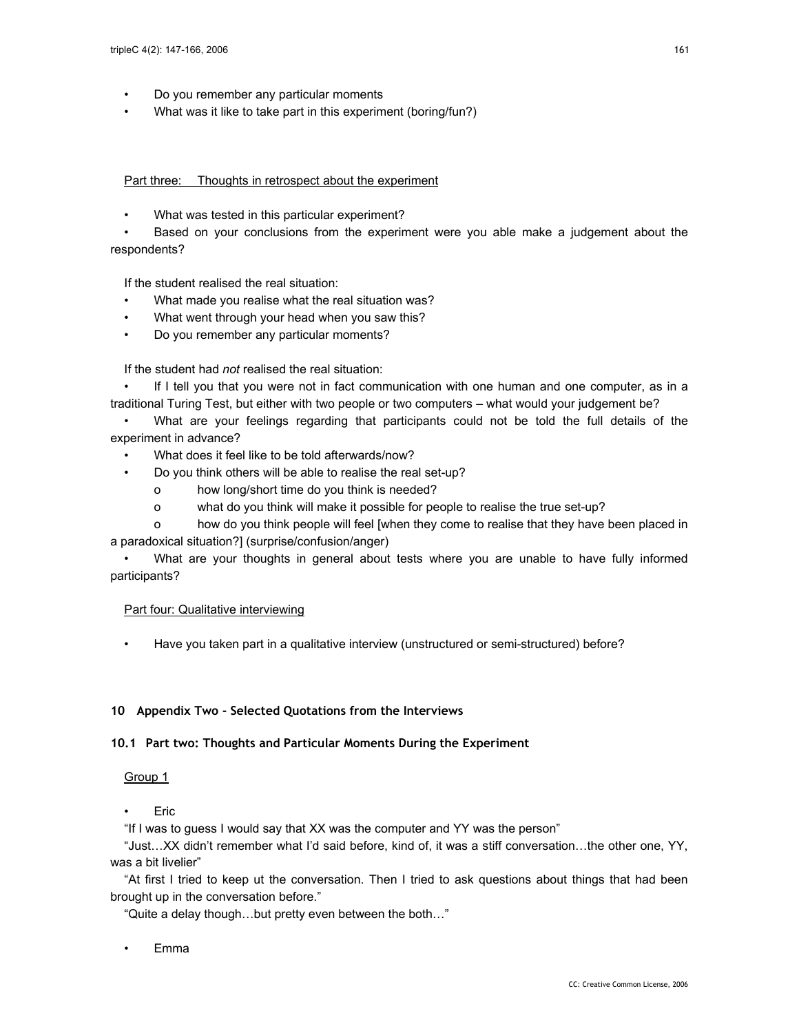- Do you remember any particular moments
- What was it like to take part in this experiment (boring/fun?)

Part three: Thoughts in retrospect about the experiment

- What was tested in this particular experiment?
- Based on your conclusions from the experiment were you able make a judgement about the respondents?

If the student realised the real situation:

- What made you realise what the real situation was?
- What went through your head when you saw this?
- Do you remember any particular moments?

If the student had *not* realised the real situation:

- If I tell you that you were not in fact communication with one human and one computer, as in a traditional Turing Test, but either with two people or two computers – what would your judgement be?
- What are your feelings regarding that participants could not be told the full details of the experiment in advance?
- What does it feel like to be told afterwards/now?
- Do you think others will be able to realise the real set-up?
  - o how long/short time do you think is needed?
  - o what do you think will make it possible for people to realise the true set-up?
  - o how do you think people will feel [when they come to realise that they have been placed in a paradoxical situation?] (surprise/confusion/anger)
- What are your thoughts in general about tests where you are unable to have fully informed participants?

Part four: Qualitative interviewing

- Have you taken part in a qualitative interview (unstructured or semi-structured) before?

## 10 Appendix Two - Selected Quotations from the Interviews

### 10.1 Part two: Thoughts and Particular Moments During the Experiment

Group 1

- Eric

"If I was to guess I would say that XX was the computer and YY was the person"

"Just…XX didn't remember what I'd said before, kind of, it was a stiff conversation…the other one, YY, was a bit livelier"

"At first I tried to keep ut the conversation. Then I tried to ask questions about things that had been brought up in the conversation before."

"Quite a delay though…but pretty even between the both…"

- Emma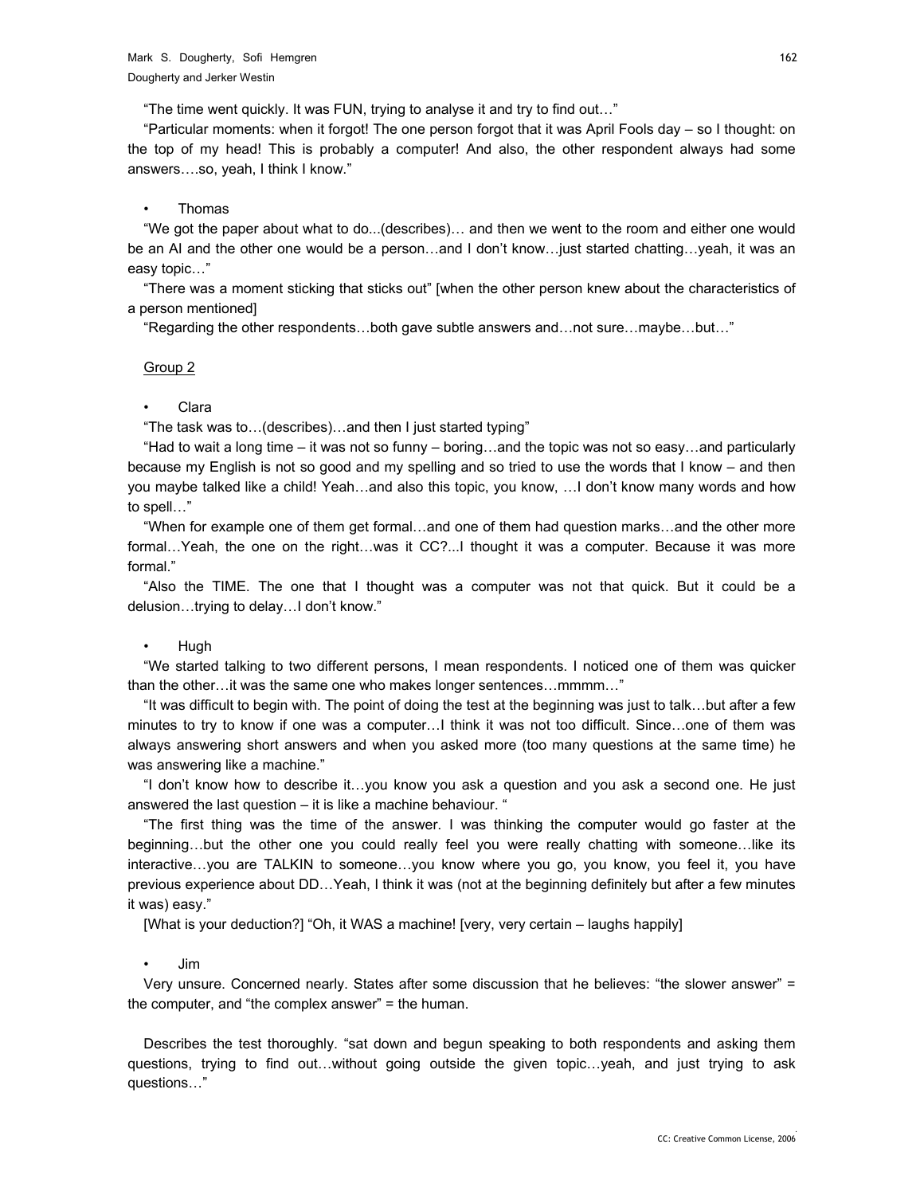"The time went quickly. It was FUN, trying to analyse it and try to find out…"

"Particular moments: when it forgot! The one person forgot that it was April Fools day – so I thought: on the top of my head! This is probably a computer! And also, the other respondent always had some answers….so, yeah, I think I know."

- Thomas

"We got the paper about what to do...(describes)… and then we went to the room and either one would be an AI and the other one would be a person…and I don't know…just started chatting…yeah, it was an easy topic…"

"There was a moment sticking that sticks out" [when the other person knew about the characteristics of a person mentioned]

"Regarding the other respondents…both gave subtle answers and…not sure…maybe…but…"

Group 2

- Clara

"The task was to…(describes)…and then I just started typing"

"Had to wait a long time – it was not so funny – boring…and the topic was not so easy…and particularly because my English is not so good and my spelling and so tried to use the words that I know – and then you maybe talked like a child! Yeah…and also this topic, you know, …I don't know many words and how to spell…"

"When for example one of them get formal…and one of them had question marks…and the other more formal…Yeah, the one on the right…was it CC?...I thought it was a computer. Because it was more formal."

"Also the TIME. The one that I thought was a computer was not that quick. But it could be a delusion…trying to delay…I don't know."

- Hugh

"We started talking to two different persons, I mean respondents. I noticed one of them was quicker than the other…it was the same one who makes longer sentences…mmmm…"

"It was difficult to begin with. The point of doing the test at the beginning was just to talk…but after a few minutes to try to know if one was a computer…I think it was not too difficult. Since…one of them was always answering short answers and when you asked more (too many questions at the same time) he was answering like a machine."

"I don't know how to describe it…you know you ask a question and you ask a second one. He just answered the last question – it is like a machine behaviour. "

"The first thing was the time of the answer. I was thinking the computer would go faster at the beginning…but the other one you could really feel you were really chatting with someone…like its interactive…you are TALKIN to someone…you know where you go, you know, you feel it, you have previous experience about DD…Yeah, I think it was (not at the beginning definitely but after a few minutes it was) easy."

[What is your deduction?] "Oh, it WAS a machine! [very, very certain – laughs happily]

- Jim

Very unsure. Concerned nearly. States after some discussion that he believes: "the slower answer" = the computer, and "the complex answer" = the human.

Describes the test thoroughly. "sat down and begun speaking to both respondents and asking them questions, trying to find out…without going outside the given topic…yeah, and just trying to ask questions…"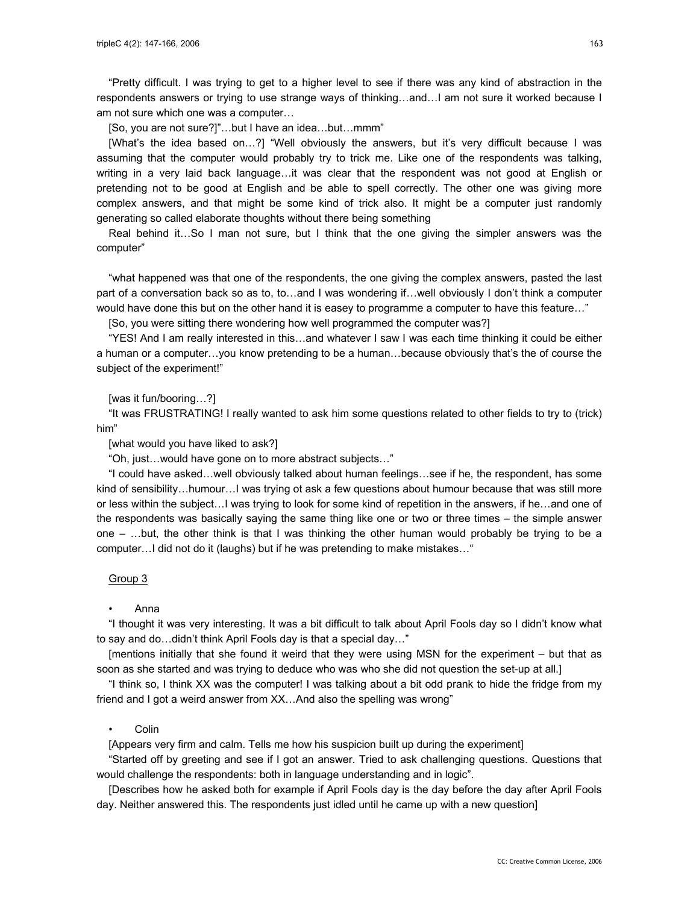"Pretty difficult. I was trying to get to a higher level to see if there was any kind of abstraction in the respondents answers or trying to use strange ways of thinking…and…I am not sure it worked because I am not sure which one was a computer…

[So, you are not sure?]"…but I have an idea…but…mmm"

[What's the idea based on…?] "Well obviously the answers, but it's very difficult because I was assuming that the computer would probably try to trick me. Like one of the respondents was talking, writing in a very laid back language…it was clear that the respondent was not good at English or pretending not to be good at English and be able to spell correctly. The other one was giving more complex answers, and that might be some kind of trick also. It might be a computer just randomly generating so called elaborate thoughts without there being something

Real behind it…So I man not sure, but I think that the one giving the simpler answers was the computer"

"what happened was that one of the respondents, the one giving the complex answers, pasted the last part of a conversation back so as to, to…and I was wondering if…well obviously I don't think a computer would have done this but on the other hand it is easey to programme a computer to have this feature…"

[So, you were sitting there wondering how well programmed the computer was?]

"YES! And I am really interested in this…and whatever I saw I was each time thinking it could be either a human or a computer…you know pretending to be a human…because obviously that's the of course the subject of the experiment!"

[was it fun/booring…?]

"It was FRUSTRATING! I really wanted to ask him some questions related to other fields to try to (trick) him"

[what would you have liked to ask?]

"Oh, just…would have gone on to more abstract subjects…"

"I could have asked…well obviously talked about human feelings…see if he, the respondent, has some kind of sensibility…humour…I was trying ot ask a few questions about humour because that was still more or less within the subject…I was trying to look for some kind of repetition in the answers, if he…and one of the respondents was basically saying the same thing like one or two or three times – the simple answer one – …but, the other think is that I was thinking the other human would probably be trying to be a computer…I did not do it (laughs) but if he was pretending to make mistakes…"

<u>Group 3</u>

- Anna

"I thought it was very interesting. It was a bit difficult to talk about April Fools day so I didn't know what to say and do…didn't think April Fools day is that a special day…"

[mentions initially that she found it weird that they were using MSN for the experiment – but that as soon as she started and was trying to deduce who was who she did not question the set-up at all.]

"I think so, I think XX was the computer! I was talking about a bit odd prank to hide the fridge from my friend and I got a weird answer from XX…And also the spelling was wrong"

- Colin

[Appears very firm and calm. Tells me how his suspicion built up during the experiment]

"Started off by greeting and see if I got an answer. Tried to ask challenging questions. Questions that would challenge the respondents: both in language understanding and in logic".

[Describes how he asked both for example if April Fools day is the day before the day after April Fools day. Neither answered this. The respondents just idled until he came up with a new question]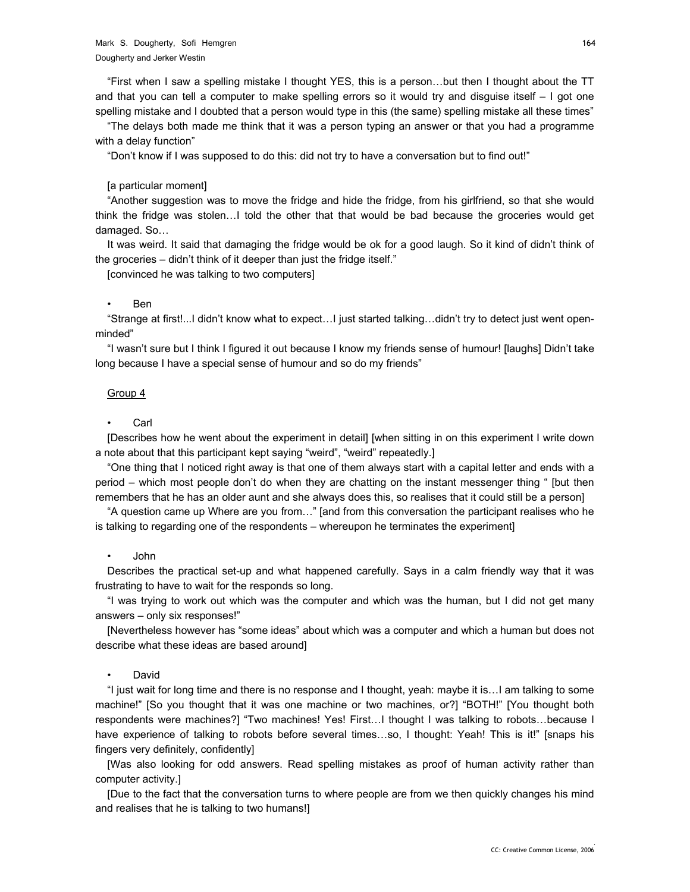"First when I saw a spelling mistake I thought YES, this is a person…but then I thought about the TT and that you can tell a computer to make spelling errors so it would try and disguise itself – I got one spelling mistake and I doubted that a person would type in this (the same) spelling mistake all these times"

"The delays both made me think that it was a person typing an answer or that you had a programme with a delay function"

"Don't know if I was supposed to do this: did not try to have a conversation but to find out!"

[a particular moment]

"Another suggestion was to move the fridge and hide the fridge, from his girlfriend, so that she would think the fridge was stolen…I told the other that that would be bad because the groceries would get damaged. So…

It was weird. It said that damaging the fridge would be ok for a good laugh. So it kind of didn't think of the groceries – didn't think of it deeper than just the fridge itself."

[convinced he was talking to two computers]

- Ben

"Strange at first!...I didn't know what to expect…I just started talking…didn't try to detect just went open-minded"

"I wasn't sure but I think I figured it out because I know my friends sense of humour! [laughs] Didn't take long because I have a special sense of humour and so do my friends"

Group 4

- Carl

[Describes how he went about the experiment in detail] [when sitting in on this experiment I write down a note about that this participant kept saying "weird", "weird" repeatedly.]

"One thing that I noticed right away is that one of them always start with a capital letter and ends with a period – which most people don't do when they are chatting on the instant messenger thing " [but then remembers that he has an older aunt and she always does this, so realises that it could still be a person]

"A question came up Where are you from…" [and from this conversation the participant realises who he is talking to regarding one of the respondents – whereupon he terminates the experiment]

- John

Describes the practical set-up and what happened carefully. Says in a calm friendly way that it was frustrating to have to wait for the responds so long.

"I was trying to work out which was the computer and which was the human, but I did not get many answers – only six responses!"

[Nevertheless however has "some ideas" about which was a computer and which a human but does not describe what these ideas are based around]

- David

"I just wait for long time and there is no response and I thought, yeah: maybe it is…I am talking to some machine!" [So you thought that it was one machine or two machines, or?] "BOTH!" [You thought both respondents were machines?] "Two machines! Yes! First…I thought I was talking to robots…because I have experience of talking to robots before several times…so, I thought: Yeah! This is it!" [snaps his fingers very definitely, confidently]

[Was also looking for odd answers. Read spelling mistakes as proof of human activity rather than computer activity.]

[Due to the fact that the conversation turns to where people are from we then quickly changes his mind and realises that he is talking to two humans!]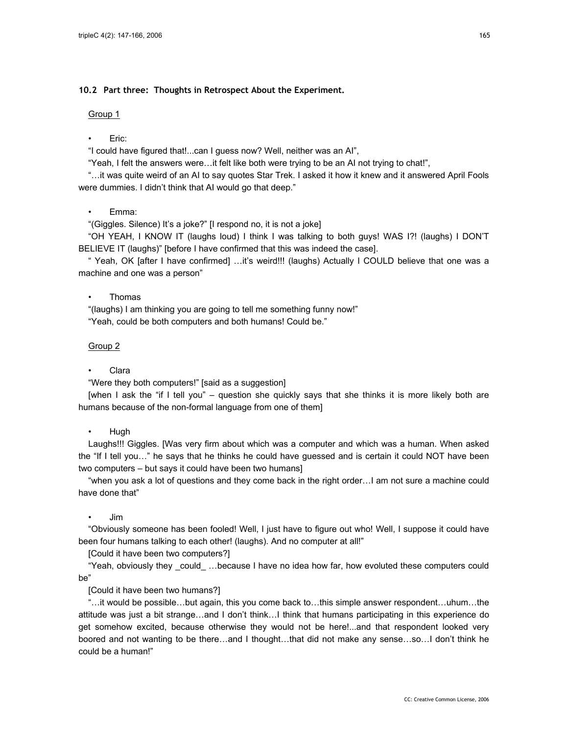## 10.2 Part three: Thoughts in Retrospect About the Experiment.

Group 1

- Eric:

"I could have figured that!...can I guess now? Well, neither was an AI",

"Yeah, I felt the answers were…it felt like both were trying to be an AI not trying to chat!",

"…it was quite weird of an AI to say quotes Star Trek. I asked it how it knew and it answered April Fools were dummies. I didn't think that AI would go that deep."

- Emma:

"(Giggles. Silence) It's a joke?" [I respond no, it is not a joke]

"OH YEAH, I KNOW IT (laughs loud) I think I was talking to both guys! WAS I?! (laughs) I DON'T BELIEVE IT (laughs)" [before I have confirmed that this was indeed the case].

" Yeah, OK [after I have confirmed] …it's weird!!! (laughs) Actually I COULD believe that one was a machine and one was a person"

- Thomas

"(laughs) I am thinking you are going to tell me something funny now!"

"Yeah, could be both computers and both humans! Could be."

Group 2

- Clara

"Were they both computers!" [said as a suggestion]

[when I ask the "if I tell you" – question she quickly says that she thinks it is more likely both are humans because of the non-formal language from one of them]

- Hugh

Laughs!!! Giggles. [Was very firm about which was a computer and which was a human. When asked the "If I tell you…" he says that he thinks he could have guessed and is certain it could NOT have been two computers – but says it could have been two humans]

"when you ask a lot of questions and they come back in the right order…I am not sure a machine could have done that"

- Jim

"Obviously someone has been fooled! Well, I just have to figure out who! Well, I suppose it could have been four humans talking to each other! (laughs). And no computer at all!"

[Could it have been two computers?]

"Yeah, obviously they _could_ …because I have no idea how far, how evoluted these computers could be"

[Could it have been two humans?]

"…it would be possible…but again, this you come back to…this simple answer respondent…uhum…the attitude was just a bit strange…and I don't think…I think that humans participating in this experience do get somehow excited, because otherwise they would not be here!...and that respondent looked very boored and not wanting to be there…and I thought…that did not make any sense…so…I don't think he could be a human!"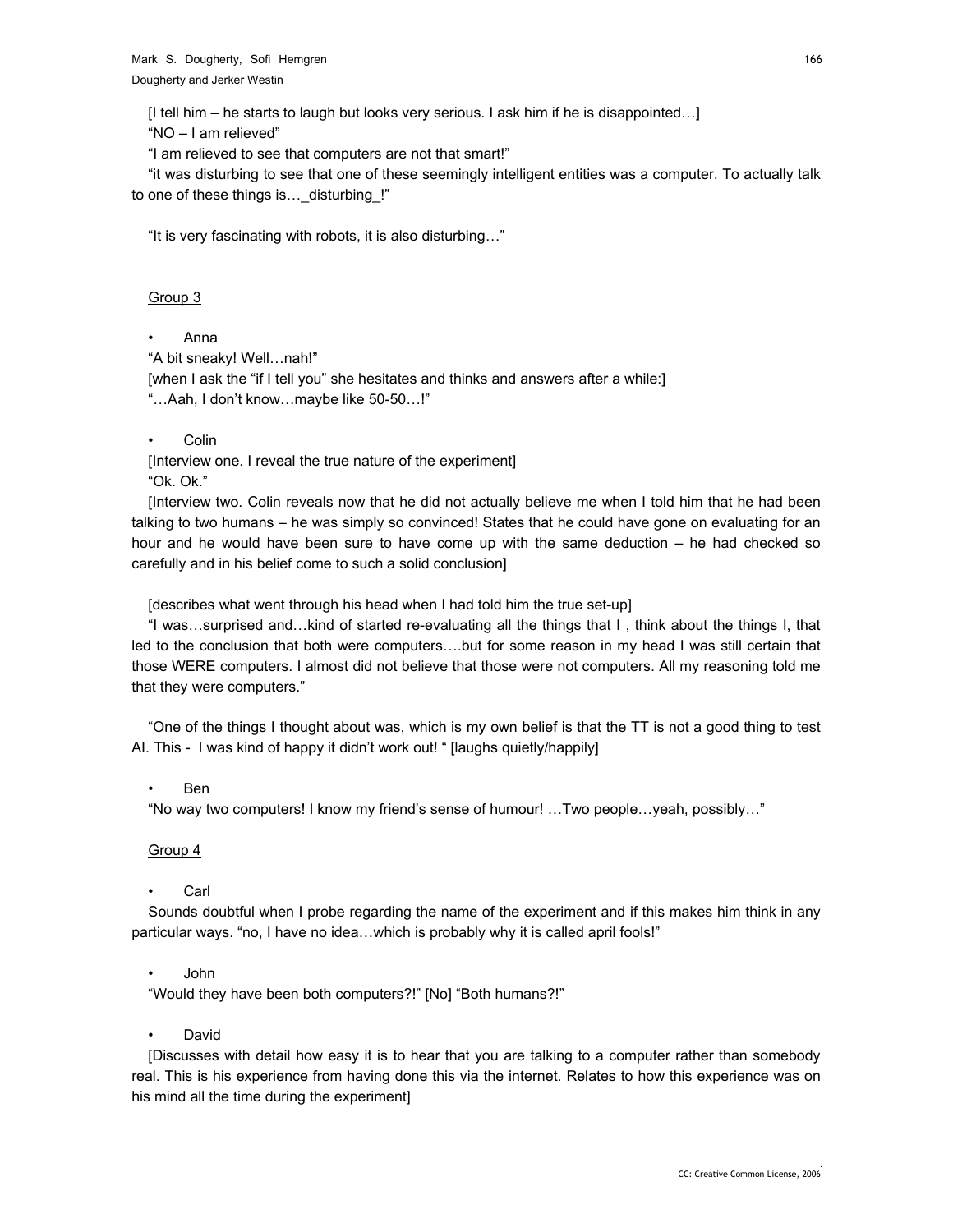[I tell him – he starts to laugh but looks very serious. I ask him if he is disappointed…]

"NO – I am relieved"

"I am relieved to see that computers are not that smart!"

"it was disturbing to see that one of these seemingly intelligent entities was a computer. To actually talk to one of these things is…_disturbing_!"

"It is very fascinating with robots, it is also disturbing…"

Group 3

- Anna

"A bit sneaky! Well…nah!"

[when I ask the "if I tell you" she hesitates and thinks and answers after a while:]

"…Aah, I don't know…maybe like 50-50…!"

- Colin

[Interview one. I reveal the true nature of the experiment]

"Ok. Ok."

[Interview two. Colin reveals now that he did not actually believe me when I told him that he had been talking to two humans – he was simply so convinced! States that he could have gone on evaluating for an hour and he would have been sure to have come up with the same deduction – he had checked so carefully and in his belief come to such a solid conclusion]

[describes what went through his head when I had told him the true set-up]

"I was…surprised and…kind of started re-evaluating all the things that I , think about the things I, that led to the conclusion that both were computers….but for some reason in my head I was still certain that those WERE computers. I almost did not believe that those were not computers. All my reasoning told me that they were computers."

"One of the things I thought about was, which is my own belief is that the TT is not a good thing to test AI. This - I was kind of happy it didn't work out! " [laughs quietly/happily]

- Ben

"No way two computers! I know my friend's sense of humour! …Two people…yeah, possibly…"

Group 4

- Carl

Sounds doubtful when I probe regarding the name of the experiment and if this makes him think in any particular ways. "no, I have no idea…which is probably why it is called april fools!"

- John

"Would they have been both computers?!" [No] "Both humans?!"

- David

[Discusses with detail how easy it is to hear that you are talking to a computer rather than somebody real. This is his experience from having done this via the internet. Relates to how this experience was on his mind all the time during the experiment]